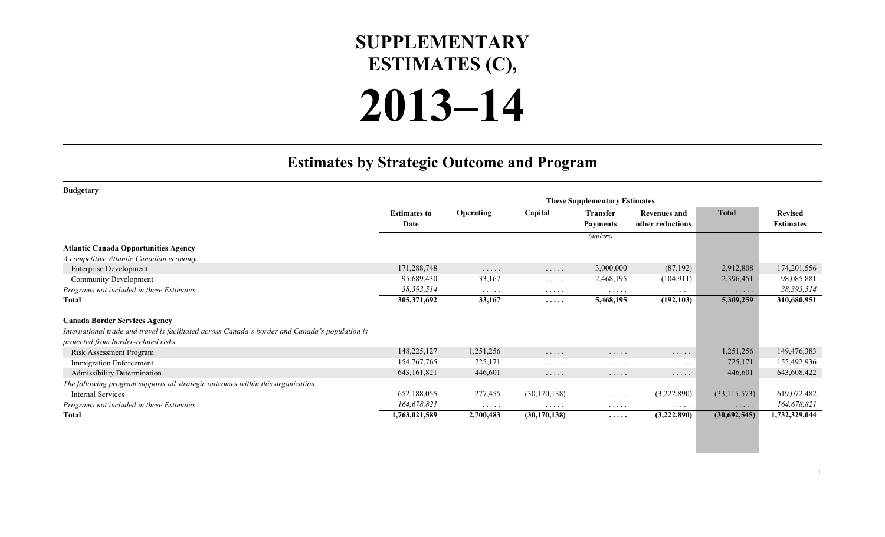# SUPPLEMENTARY ESTIMATES (C),

# 2013–14

## Estimates by Strategic Outcome and Program

**Budgetary**

| | Estimates to Date | These Supplementary Estimates | | | | | Revised Estimates |
|---|---|---|---|---|---|---|---|
| | | Operating | Capital | Transfer Payments | Revenues and other reductions | Total | |
| | | | | (dollars) | | | |
| **Atlantic Canada Opportunities Agency** | | | | | | | |
| *A competitive Atlantic Canadian economy.* | | | | | | | |
| Enterprise Development | 171,288,748 | ..... | ..... | 3,000,000 | (87,192) | 2,912,808 | 174,201,556 |
| Community Development | 95,689,430 | 33,167 | ..... | 2,468,195 | (104,911) | 2,396,451 | 98,085,881 |
| *Programs not included in these Estimates* | *38,393,514* | ..... | ..... | ..... | ..... | ..... | *38,393,514* |
| **Total** | **305,371,692** | **33,167** | **.....** | **5,468,195** | **(192,103)** | **5,309,259** | **310,680,951** |
| **Canada Border Services Agency** | | | | | | | |
| *International trade and travel is facilitated across Canada's border and Canada's population is protected from border-related risks.* | | | | | | | |
| Risk Assessment Program | 148,225,127 | 1,251,256 | ..... | ..... | ..... | 1,251,256 | 149,476,383 |
| Immigration Enforcement | 154,767,765 | 725,171 | ..... | ..... | ..... | 725,171 | 155,492,936 |
| Admissibility Determination | 643,161,821 | 446,601 | ..... | ..... | ..... | 446,601 | 643,608,422 |
| *The following program supports all strategic outcomes within this organization.* | | | | | | | |
| Internal Services | 652,188,055 | 277,455 | (30,170,138) | ..... | (3,222,890) | (33,115,573) | 619,072,482 |
| *Programs not included in these Estimates* | *164,678,821* | ..... | ..... | ..... | ..... | ..... | *164,678,821* |
| **Total** | **1,763,021,589** | **2,700,483** | **(30,170,138)** | **.....** | **(3,222,890)** | **(30,692,545)** | **1,732,329,044** |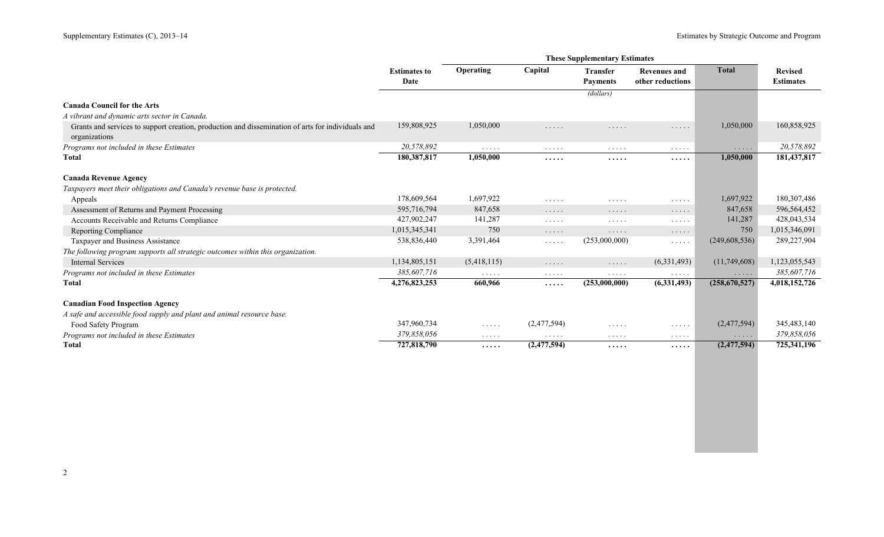| | Estimates to Date | These Supplementary Estimates | | | | | Revised Estimates |
|---|---|---|---|---|---|---|---|
| | | Operating | Capital | Transfer Payments | Revenues and other reductions | Total | |
| | | | | (dollars) | | | |
| **Canada Council for the Arts** | | | | | | | |
| *A vibrant and dynamic arts sector in Canada.* | | | | | | | |
| Grants and services to support creation, production and dissemination of arts for individuals and organizations | 159,808,925 | 1,050,000 | ..... | ..... | ..... | 1,050,000 | 160,858,925 |
| *Programs not included in these Estimates* | *20,578,892* | ..... | ..... | ..... | ..... | ..... | *20,578,892* |
| **Total** | **180,387,817** | **1,050,000** | **.....** | **.....** | **.....** | **1,050,000** | **181,437,817** |
| **Canada Revenue Agency** | | | | | | | |
| *Taxpayers meet their obligations and Canada's revenue base is protected.* | | | | | | | |
| Appeals | 178,609,564 | 1,697,922 | ..... | ..... | ..... | 1,697,922 | 180,307,486 |
| Assessment of Returns and Payment Processing | 595,716,794 | 847,658 | ..... | ..... | ..... | 847,658 | 596,564,452 |
| Accounts Receivable and Returns Compliance | 427,902,247 | 141,287 | ..... | ..... | ..... | 141,287 | 428,043,534 |
| Reporting Compliance | 1,015,345,341 | 750 | ..... | ..... | ..... | 750 | 1,015,346,091 |
| Taxpayer and Business Assistance | 538,836,440 | 3,391,464 | ..... | (253,000,000) | ..... | (249,608,536) | 289,227,904 |
| *The following program supports all strategic outcomes within this organization.* | | | | | | | |
| Internal Services | 1,134,805,151 | (5,418,115) | ..... | ..... | (6,331,493) | (11,749,608) | 1,123,055,543 |
| *Programs not included in these Estimates* | *385,607,716* | ..... | ..... | ..... | ..... | ..... | *385,607,716* |
| **Total** | **4,276,823,253** | **660,966** | **.....** | **(253,000,000)** | **(6,331,493)** | **(258,670,527)** | **4,018,152,726** |
| **Canadian Food Inspection Agency** | | | | | | | |
| *A safe and accessible food supply and plant and animal resource base.* | | | | | | | |
| Food Safety Program | 347,960,734 | ..... | (2,477,594) | ..... | ..... | (2,477,594) | 345,483,140 |
| *Programs not included in these Estimates* | *379,858,056* | ..... | ..... | ..... | ..... | ..... | *379,858,056* |
| **Total** | **727,818,790** | **.....** | **(2,477,594)** | **.....** | **.....** | **(2,477,594)** | **725,341,196** |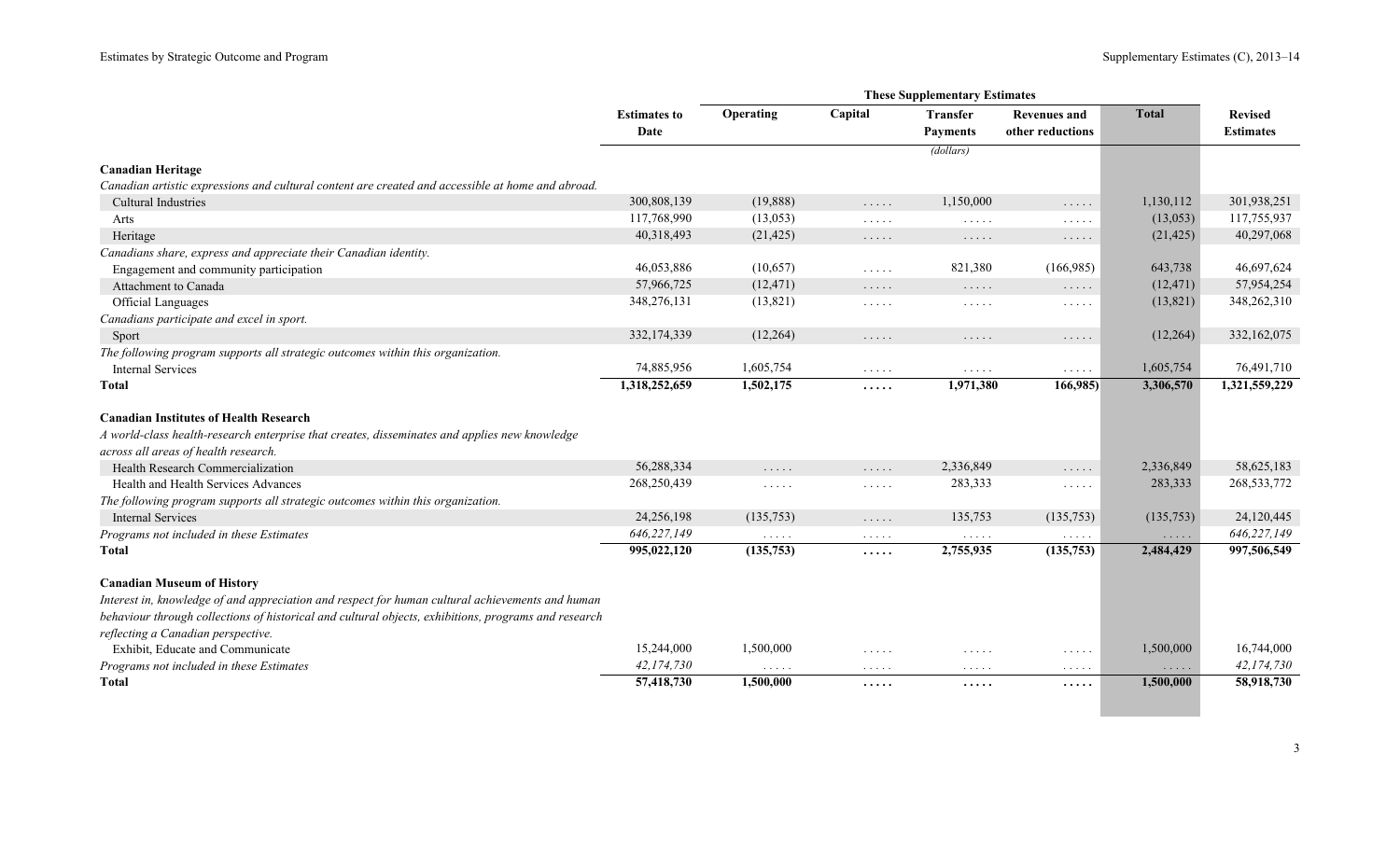| | Estimates to Date | These Supplementary Estimates | | | | | Revised Estimates |
|---|---|---|---|---|---|---|---|
| | | Operating | Capital | Transfer Payments | Revenues and other reductions | Total | |
| | | | | (dollars) | | | |
| **Canadian Heritage** | | | | | | | |
| *Canadian artistic expressions and cultural content are created and accessible at home and abroad.* | | | | | | | |
| Cultural Industries | 300,808,139 | (19,888) | ..... | 1,150,000 | ..... | 1,130,112 | 301,938,251 |
| Arts | 117,768,990 | (13,053) | ..... | ..... | ..... | (13,053) | 117,755,937 |
| Heritage | 40,318,493 | (21,425) | ..... | ..... | ..... | (21,425) | 40,297,068 |
| *Canadians share, express and appreciate their Canadian identity.* | | | | | | | |
| Engagement and community participation | 46,053,886 | (10,657) | ..... | 821,380 | (166,985) | 643,738 | 46,697,624 |
| Attachment to Canada | 57,966,725 | (12,471) | ..... | ..... | ..... | (12,471) | 57,954,254 |
| Official Languages | 348,276,131 | (13,821) | ..... | ..... | ..... | (13,821) | 348,262,310 |
| *Canadians participate and excel in sport.* | | | | | | | |
| Sport | 332,174,339 | (12,264) | ..... | ..... | ..... | (12,264) | 332,162,075 |
| *The following program supports all strategic outcomes within this organization.* | | | | | | | |
| Internal Services | 74,885,956 | 1,605,754 | ..... | ..... | ..... | 1,605,754 | 76,491,710 |
| **Total** | **1,318,252,659** | **1,502,175** | **.....** | **1,971,380** | **166,985)** | **3,306,570** | **1,321,559,229** |
| **Canadian Institutes of Health Research** | | | | | | | |
| *A world-class health-research enterprise that creates, disseminates and applies new knowledge across all areas of health research.* | | | | | | | |
| Health Research Commercialization | 56,288,334 | ..... | ..... | 2,336,849 | ..... | 2,336,849 | 58,625,183 |
| Health and Health Services Advances | 268,250,439 | ..... | ..... | 283,333 | ..... | 283,333 | 268,533,772 |
| *The following program supports all strategic outcomes within this organization.* | | | | | | | |
| Internal Services | 24,256,198 | (135,753) | ..... | 135,753 | (135,753) | (135,753) | 24,120,445 |
| *Programs not included in these Estimates* | *646,227,149* | ..... | ..... | ..... | ..... | ..... | *646,227,149* |
| **Total** | **995,022,120** | **(135,753)** | **.....** | **2,755,935** | **(135,753)** | **2,484,429** | **997,506,549** |
| **Canadian Museum of History** | | | | | | | |
| *Interest in, knowledge of and appreciation and respect for human cultural achievements and human behaviour through collections of historical and cultural objects, exhibitions, programs and research reflecting a Canadian perspective.* | | | | | | | |
| Exhibit, Educate and Communicate | 15,244,000 | 1,500,000 | ..... | ..... | ..... | 1,500,000 | 16,744,000 |
| *Programs not included in these Estimates* | *42,174,730* | ..... | ..... | ..... | ..... | ..... | *42,174,730* |
| **Total** | **57,418,730** | **1,500,000** | **.....** | **.....** | **.....** | **1,500,000** | **58,918,730** |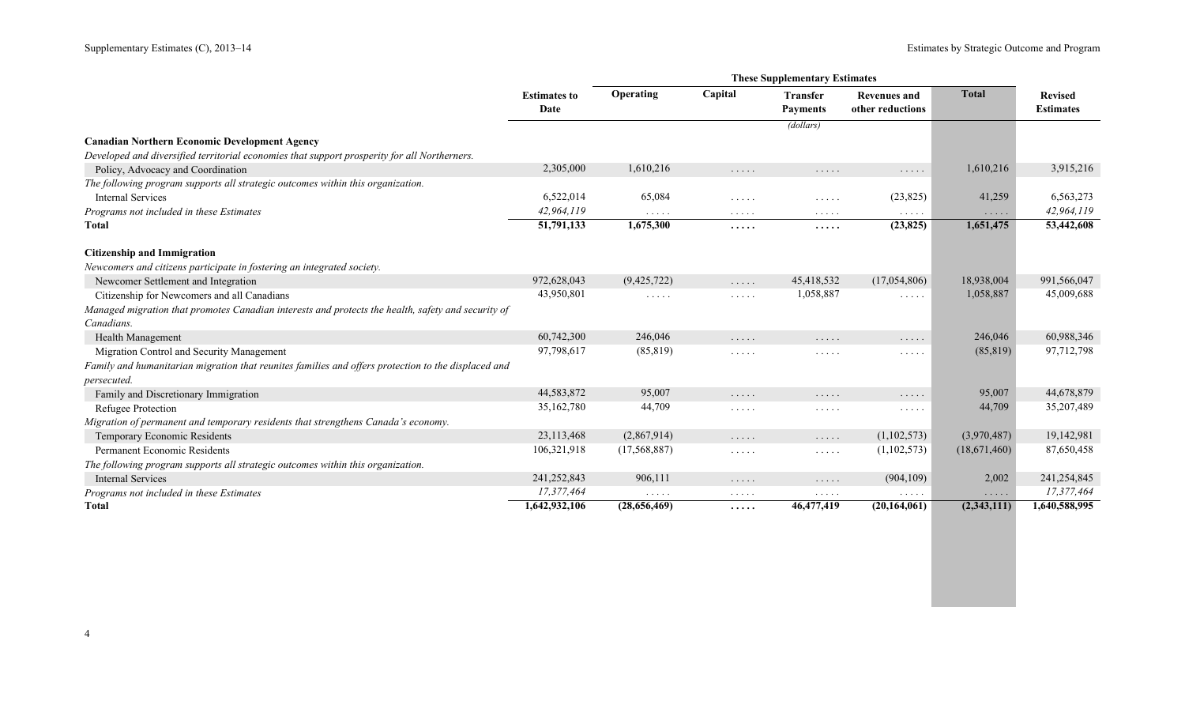| | Estimates to Date | These Supplementary Estimates | | | | | Revised Estimates |
|---|---|---|---|---|---|---|---|
| | | Operating | Capital | Transfer Payments | Revenues and other reductions | Total | |
| | | | | (dollars) | | | |
| **Canadian Northern Economic Development Agency** | | | | | | | |
| *Developed and diversified territorial economies that support prosperity for all Northerners.* | | | | | | | |
| Policy, Advocacy and Coordination | 2,305,000 | 1,610,216 | . . . . . | . . . . . | . . . . . | 1,610,216 | 3,915,216 |
| *The following program supports all strategic outcomes within this organization.* | | | | | | | |
| Internal Services | 6,522,014 | 65,084 | . . . . . | . . . . . | (23,825) | 41,259 | 6,563,273 |
| *Programs not included in these Estimates* | *42,964,119* | . . . . . | . . . . . | . . . . . | . . . . . | . . . . . | *42,964,119* |
| **Total** | **51,791,133** | **1,675,300** | **. . . . .** | **. . . . .** | **(23,825)** | **1,651,475** | **53,442,608** |
| **Citizenship and Immigration** | | | | | | | |
| *Newcomers and citizens participate in fostering an integrated society.* | | | | | | | |
| Newcomer Settlement and Integration | 972,628,043 | (9,425,722) | . . . . . | 45,418,532 | (17,054,806) | 18,938,004 | 991,566,047 |
| Citizenship for Newcomers and all Canadians | 43,950,801 | . . . . . | . . . . . | 1,058,887 | . . . . . | 1,058,887 | 45,009,688 |
| *Managed migration that promotes Canadian interests and protects the health, safety and security of Canadians.* | | | | | | | |
| Health Management | 60,742,300 | 246,046 | . . . . . | . . . . . | . . . . . | 246,046 | 60,988,346 |
| Migration Control and Security Management | 97,798,617 | (85,819) | . . . . . | . . . . . | . . . . . | (85,819) | 97,712,798 |
| *Family and humanitarian migration that reunites families and offers protection to the displaced and persecuted.* | | | | | | | |
| Family and Discretionary Immigration | 44,583,872 | 95,007 | . . . . . | . . . . . | . . . . . | 95,007 | 44,678,879 |
| Refugee Protection | 35,162,780 | 44,709 | . . . . . | . . . . . | . . . . . | 44,709 | 35,207,489 |
| *Migration of permanent and temporary residents that strengthens Canada's economy.* | | | | | | | |
| Temporary Economic Residents | 23,113,468 | (2,867,914) | . . . . . | . . . . . | (1,102,573) | (3,970,487) | 19,142,981 |
| Permanent Economic Residents | 106,321,918 | (17,568,887) | . . . . . | . . . . . | (1,102,573) | (18,671,460) | 87,650,458 |
| *The following program supports all strategic outcomes within this organization.* | | | | | | | |
| Internal Services | 241,252,843 | 906,111 | . . . . . | . . . . . | (904,109) | 2,002 | 241,254,845 |
| *Programs not included in these Estimates* | *17,377,464* | . . . . . | . . . . . | . . . . . | . . . . . | . . . . . | *17,377,464* |
| **Total** | **1,642,932,106** | **(28,656,469)** | **. . . . .** | **46,477,419** | **(20,164,061)** | **(2,343,111)** | **1,640,588,995** |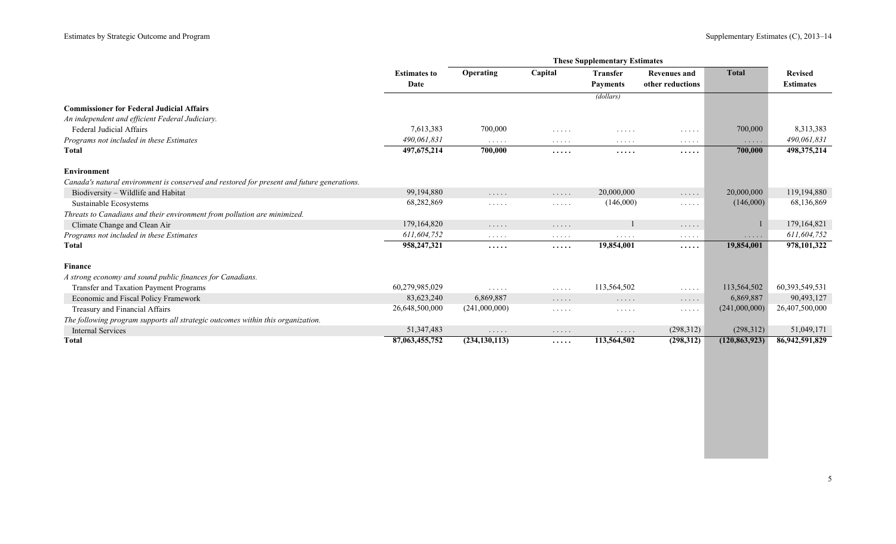| | Estimates to Date | These Supplementary Estimates | | | | | Revised Estimates |
|---|---|---|---|---|---|---|---|
| | | Operating | Capital | Transfer Payments | Revenues and other reductions | Total | |
| | | | | (dollars) | | | |
| **Commissioner for Federal Judicial Affairs** | | | | | | | |
| *An independent and efficient Federal Judiciary.* | | | | | | | |
| Federal Judicial Affairs | 7,613,383 | 700,000 | ..... | ..... | ..... | 700,000 | 8,313,383 |
| *Programs not included in these Estimates* | *490,061,831* | ..... | ..... | ..... | ..... | ..... | *490,061,831* |
| **Total** | **497,675,214** | **700,000** | **.....** | **.....** | **.....** | **700,000** | **498,375,214** |
| **Environment** | | | | | | | |
| *Canada's natural environment is conserved and restored for present and future generations.* | | | | | | | |
| Biodiversity – Wildlife and Habitat | 99,194,880 | ..... | ..... | 20,000,000 | ..... | 20,000,000 | 119,194,880 |
| Sustainable Ecosystems | 68,282,869 | ..... | ..... | (146,000) | ..... | (146,000) | 68,136,869 |
| *Threats to Canadians and their environment from pollution are minimized.* | | | | | | | |
| Climate Change and Clean Air | 179,164,820 | ..... | ..... | 1 | ..... | 1 | 179,164,821 |
| *Programs not included in these Estimates* | *611,604,752* | ..... | ..... | ..... | ..... | ..... | *611,604,752* |
| **Total** | **958,247,321** | **.....** | **.....** | **19,854,001** | **.....** | **19,854,001** | **978,101,322** |
| **Finance** | | | | | | | |
| *A strong economy and sound public finances for Canadians.* | | | | | | | |
| Transfer and Taxation Payment Programs | 60,279,985,029 | ..... | ..... | 113,564,502 | ..... | 113,564,502 | 60,393,549,531 |
| Economic and Fiscal Policy Framework | 83,623,240 | 6,869,887 | ..... | ..... | ..... | 6,869,887 | 90,493,127 |
| Treasury and Financial Affairs | 26,648,500,000 | (241,000,000) | ..... | ..... | ..... | (241,000,000) | 26,407,500,000 |
| *The following program supports all strategic outcomes within this organization.* | | | | | | | |
| Internal Services | 51,347,483 | ..... | ..... | ..... | (298,312) | (298,312) | 51,049,171 |
| **Total** | **87,063,455,752** | **(234,130,113)** | **.....** | **113,564,502** | **(298,312)** | **(120,863,923)** | **86,942,591,829** |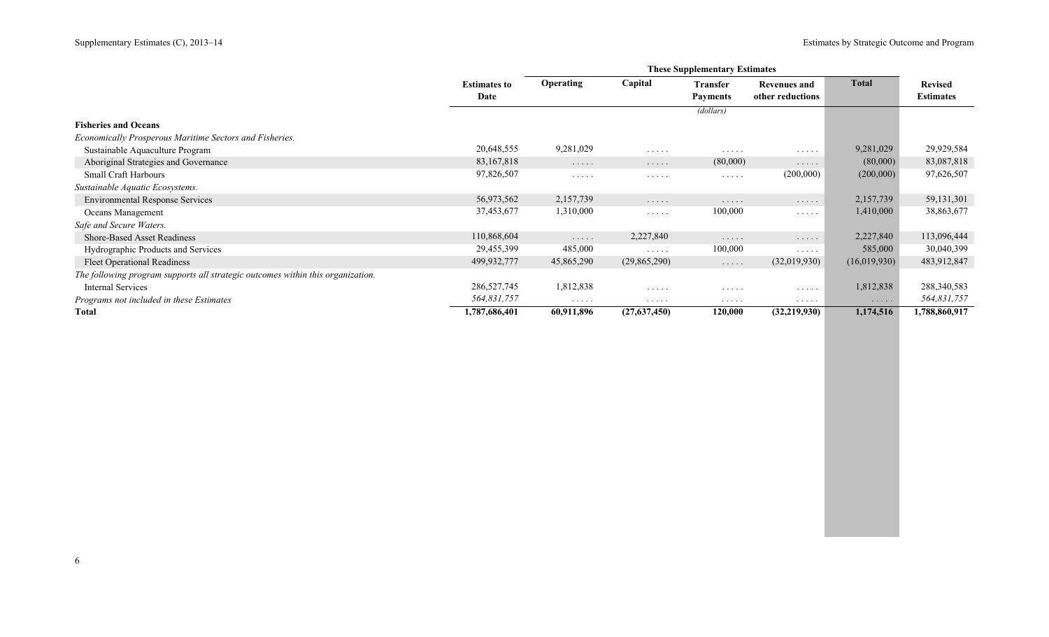| | Estimates to Date | These Supplementary Estimates | | | | | Revised Estimates |
|---|---|---|---|---|---|---|---|
| | | Operating | Capital | Transfer Payments | Revenues and other reductions | Total | |
| | | | | (dollars) | | | |
| **Fisheries and Oceans** | | | | | | | |
| *Economically Prosperous Maritime Sectors and Fisheries.* | | | | | | | |
| Sustainable Aquaculture Program | 20,648,555 | 9,281,029 | . . . . . | . . . . . | . . . . . | 9,281,029 | 29,929,584 |
| Aboriginal Strategies and Governance | 83,167,818 | . . . . . | . . . . . | (80,000) | . . . . . | (80,000) | 83,087,818 |
| Small Craft Harbours | 97,826,507 | . . . . . | . . . . . | . . . . . | (200,000) | (200,000) | 97,626,507 |
| *Sustainable Aquatic Ecosystems.* | | | | | | | |
| Environmental Response Services | 56,973,562 | 2,157,739 | . . . . . | . . . . . | . . . . . | 2,157,739 | 59,131,301 |
| Oceans Management | 37,453,677 | 1,310,000 | . . . . . | 100,000 | . . . . . | 1,410,000 | 38,863,677 |
| *Safe and Secure Waters.* | | | | | | | |
| Shore-Based Asset Readiness | 110,868,604 | . . . . . | 2,227,840 | . . . . . | . . . . . | 2,227,840 | 113,096,444 |
| Hydrographic Products and Services | 29,455,399 | 485,000 | . . . . . | 100,000 | . . . . . | 585,000 | 30,040,399 |
| Fleet Operational Readiness | 499,932,777 | 45,865,290 | (29,865,290) | . . . . . | (32,019,930) | (16,019,930) | 483,912,847 |
| *The following program supports all strategic outcomes within this organization.* | | | | | | | |
| Internal Services | 286,527,745 | 1,812,838 | . . . . . | . . . . . | . . . . . | 1,812,838 | 288,340,583 |
| *Programs not included in these Estimates* | *564,831,757* | . . . . . | . . . . . | . . . . . | . . . . . | . . . . . | *564,831,757* |
| **Total** | **1,787,686,401** | **60,911,896** | **(27,637,450)** | **120,000** | **(32,219,930)** | **1,174,516** | **1,788,860,917** |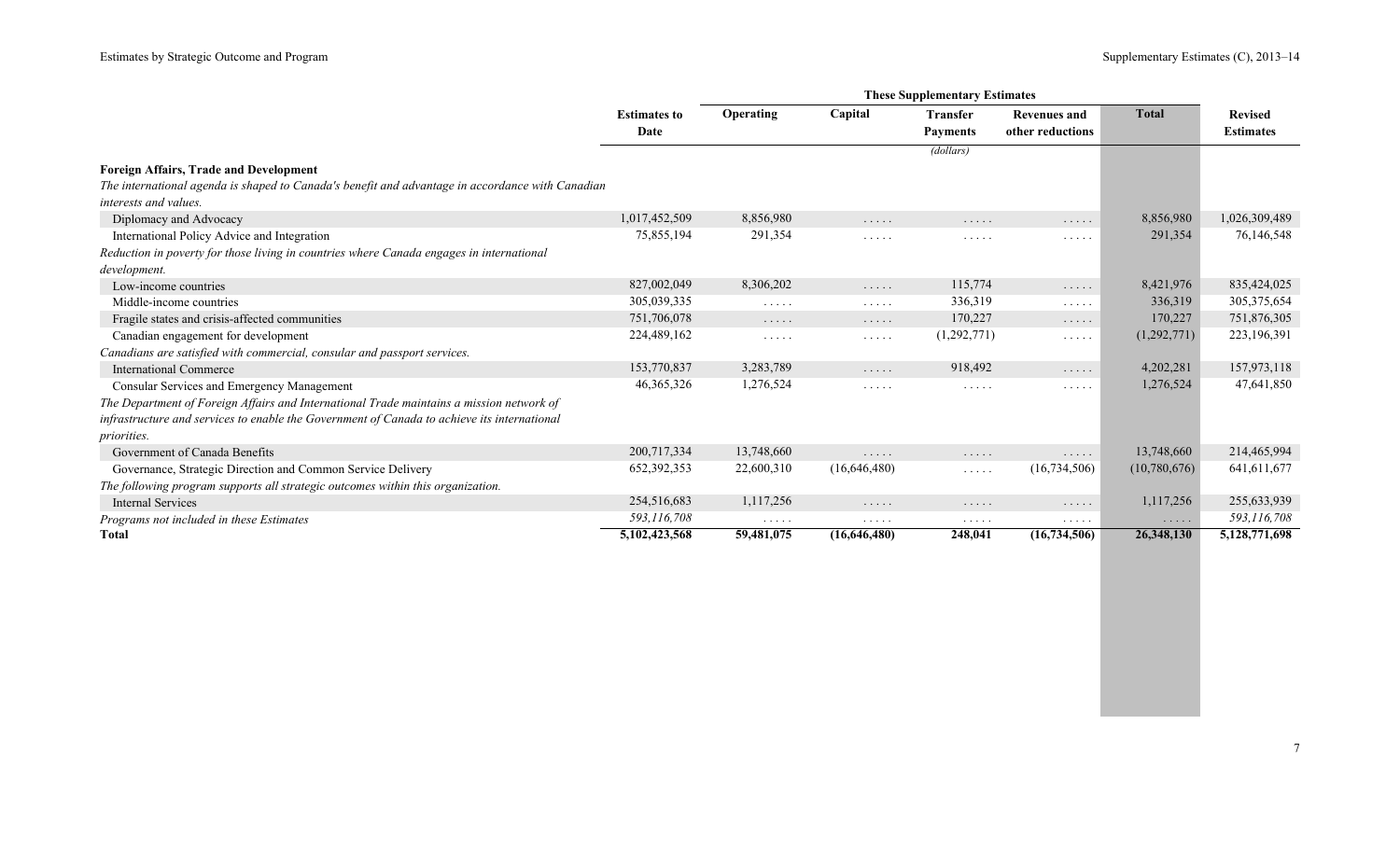| | Estimates to Date | These Supplementary Estimates | | | | | Revised Estimates |
|---|---|---|---|---|---|---|---|
| | | Operating | Capital | Transfer Payments | Revenues and other reductions | Total | |
| | | | | (dollars) | | | |
| **Foreign Affairs, Trade and Development** | | | | | | | |
| *The international agenda is shaped to Canada's benefit and advantage in accordance with Canadian interests and values.* | | | | | | | |
| Diplomacy and Advocacy | 1,017,452,509 | 8,856,980 | ..... | ..... | ..... | 8,856,980 | 1,026,309,489 |
| International Policy Advice and Integration | 75,855,194 | 291,354 | ..... | ..... | ..... | 291,354 | 76,146,548 |
| *Reduction in poverty for those living in countries where Canada engages in international development.* | | | | | | | |
| Low-income countries | 827,002,049 | 8,306,202 | ..... | 115,774 | ..... | 8,421,976 | 835,424,025 |
| Middle-income countries | 305,039,335 | ..... | ..... | 336,319 | ..... | 336,319 | 305,375,654 |
| Fragile states and crisis-affected communities | 751,706,078 | ..... | ..... | 170,227 | ..... | 170,227 | 751,876,305 |
| Canadian engagement for development | 224,489,162 | ..... | ..... | (1,292,771) | ..... | (1,292,771) | 223,196,391 |
| *Canadians are satisfied with commercial, consular and passport services.* | | | | | | | |
| International Commerce | 153,770,837 | 3,283,789 | ..... | 918,492 | ..... | 4,202,281 | 157,973,118 |
| Consular Services and Emergency Management | 46,365,326 | 1,276,524 | ..... | ..... | ..... | 1,276,524 | 47,641,850 |
| *The Department of Foreign Affairs and International Trade maintains a mission network of infrastructure and services to enable the Government of Canada to achieve its international priorities.* | | | | | | | |
| Government of Canada Benefits | 200,717,334 | 13,748,660 | ..... | ..... | ..... | 13,748,660 | 214,465,994 |
| Governance, Strategic Direction and Common Service Delivery | 652,392,353 | 22,600,310 | (16,646,480) | ..... | (16,734,506) | (10,780,676) | 641,611,677 |
| *The following program supports all strategic outcomes within this organization.* | | | | | | | |
| Internal Services | 254,516,683 | 1,117,256 | ..... | ..... | ..... | 1,117,256 | 255,633,939 |
| *Programs not included in these Estimates* | *593,116,708* | ..... | ..... | ..... | ..... | ..... | *593,116,708* |
| **Total** | **5,102,423,568** | **59,481,075** | **(16,646,480)** | **248,041** | **(16,734,506)** | **26,348,130** | **5,128,771,698** |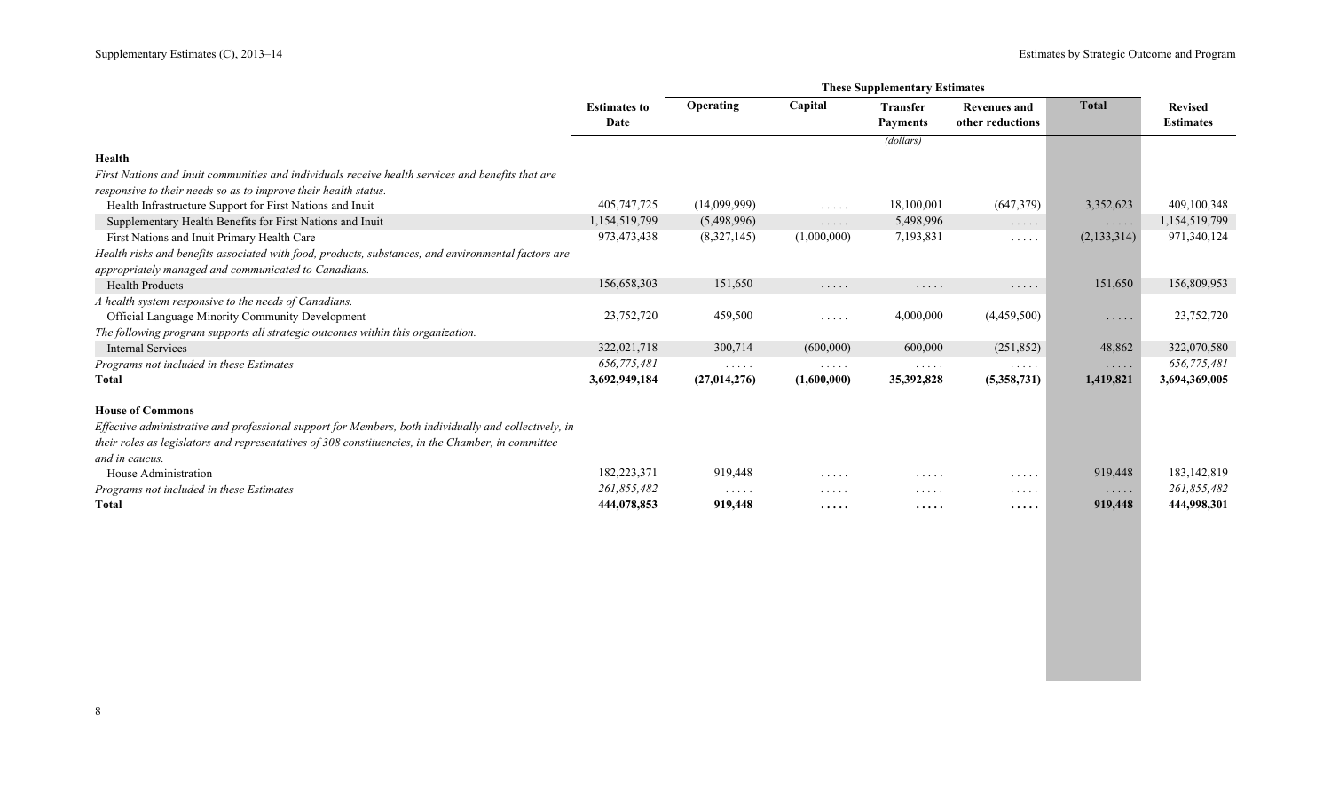| | Estimates to Date | These Supplementary Estimates | | | | | Revised Estimates |
|---|---|---|---|---|---|---|---|
| | | Operating | Capital | Transfer Payments | Revenues and other reductions | Total | |
| | | | | (dollars) | | | |
| **Health** | | | | | | | |
| *First Nations and Inuit communities and individuals receive health services and benefits that are responsive to their needs so as to improve their health status.* | | | | | | | |
| Health Infrastructure Support for First Nations and Inuit | 405,747,725 | (14,099,999) | . . . . . | 18,100,001 | (647,379) | 3,352,623 | 409,100,348 |
| Supplementary Health Benefits for First Nations and Inuit | 1,154,519,799 | (5,498,996) | . . . . . | 5,498,996 | . . . . . | . . . . . | 1,154,519,799 |
| First Nations and Inuit Primary Health Care | 973,473,438 | (8,327,145) | (1,000,000) | 7,193,831 | . . . . . | (2,133,314) | 971,340,124 |
| *Health risks and benefits associated with food, products, substances, and environmental factors are appropriately managed and communicated to Canadians.* | | | | | | | |
| Health Products | 156,658,303 | 151,650 | . . . . . | . . . . . | . . . . . | 151,650 | 156,809,953 |
| *A health system responsive to the needs of Canadians.* | | | | | | | |
| Official Language Minority Community Development | 23,752,720 | 459,500 | . . . . . | 4,000,000 | (4,459,500) | . . . . . | 23,752,720 |
| *The following program supports all strategic outcomes within this organization.* | | | | | | | |
| Internal Services | 322,021,718 | 300,714 | (600,000) | 600,000 | (251,852) | 48,862 | 322,070,580 |
| *Programs not included in these Estimates* | *656,775,481* | . . . . . | . . . . . | . . . . . | . . . . . | . . . . . | *656,775,481* |
| **Total** | **3,692,949,184** | **(27,014,276)** | **(1,600,000)** | **35,392,828** | **(5,358,731)** | **1,419,821** | **3,694,369,005** |
| **House of Commons** | | | | | | | |
| *Effective administrative and professional support for Members, both individually and collectively, in their roles as legislators and representatives of 308 constituencies, in the Chamber, in committee and in caucus.* | | | | | | | |
| House Administration | 182,223,371 | 919,448 | . . . . . | . . . . . | . . . . . | 919,448 | 183,142,819 |
| *Programs not included in these Estimates* | *261,855,482* | . . . . . | . . . . . | . . . . . | . . . . . | . . . . . | *261,855,482* |
| **Total** | **444,078,853** | **919,448** | **. . . . .** | **. . . . .** | **. . . . .** | **919,448** | **444,998,301** |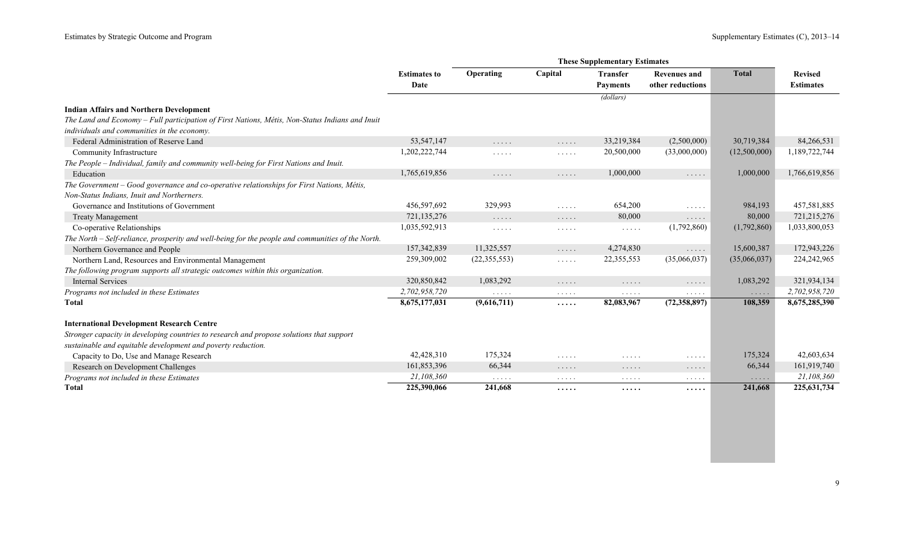| | Estimates to Date | These Supplementary Estimates | | | | | Revised Estimates |
|---|---|---|---|---|---|---|---|
| | | Operating | Capital | Transfer Payments | Revenues and other reductions | Total | |
| | | | | (dollars) | | | |
| **Indian Affairs and Northern Development** | | | | | | | |
| *The Land and Economy – Full participation of First Nations, Métis, Non-Status Indians and Inuit individuals and communities in the economy.* | | | | | | | |
| Federal Administration of Reserve Land | 53,547,147 | ..... | ..... | 33,219,384 | (2,500,000) | 30,719,384 | 84,266,531 |
| Community Infrastructure | 1,202,222,744 | ..... | ..... | 20,500,000 | (33,000,000) | (12,500,000) | 1,189,722,744 |
| *The People – Individual, family and community well-being for First Nations and Inuit.* | | | | | | | |
| Education | 1,765,619,856 | ..... | ..... | 1,000,000 | ..... | 1,000,000 | 1,766,619,856 |
| *The Government – Good governance and co-operative relationships for First Nations, Métis, Non-Status Indians, Inuit and Northerners.* | | | | | | | |
| Governance and Institutions of Government | 456,597,692 | 329,993 | ..... | 654,200 | ..... | 984,193 | 457,581,885 |
| Treaty Management | 721,135,276 | ..... | ..... | 80,000 | ..... | 80,000 | 721,215,276 |
| Co-operative Relationships | 1,035,592,913 | ..... | ..... | ..... | (1,792,860) | (1,792,860) | 1,033,800,053 |
| *The North – Self-reliance, prosperity and well-being for the people and communities of the North.* | | | | | | | |
| Northern Governance and People | 157,342,839 | 11,325,557 | ..... | 4,274,830 | ..... | 15,600,387 | 172,943,226 |
| Northern Land, Resources and Environmental Management | 259,309,002 | (22,355,553) | ..... | 22,355,553 | (35,066,037) | (35,066,037) | 224,242,965 |
| *The following program supports all strategic outcomes within this organization.* | | | | | | | |
| Internal Services | 320,850,842 | 1,083,292 | ..... | ..... | ..... | 1,083,292 | 321,934,134 |
| *Programs not included in these Estimates* | *2,702,958,720* | ..... | ..... | ..... | ..... | ..... | *2,702,958,720* |
| **Total** | **8,675,177,031** | **(9,616,711)** | **.....** | **82,083,967** | **(72,358,897)** | **108,359** | **8,675,285,390** |
| **International Development Research Centre** | | | | | | | |
| *Stronger capacity in developing countries to research and propose solutions that support sustainable and equitable development and poverty reduction.* | | | | | | | |
| Capacity to Do, Use and Manage Research | 42,428,310 | 175,324 | ..... | ..... | ..... | 175,324 | 42,603,634 |
| Research on Development Challenges | 161,853,396 | 66,344 | ..... | ..... | ..... | 66,344 | 161,919,740 |
| *Programs not included in these Estimates* | *21,108,360* | ..... | ..... | ..... | ..... | ..... | *21,108,360* |
| **Total** | **225,390,066** | **241,668** | **.....** | **.....** | **.....** | **241,668** | **225,631,734** |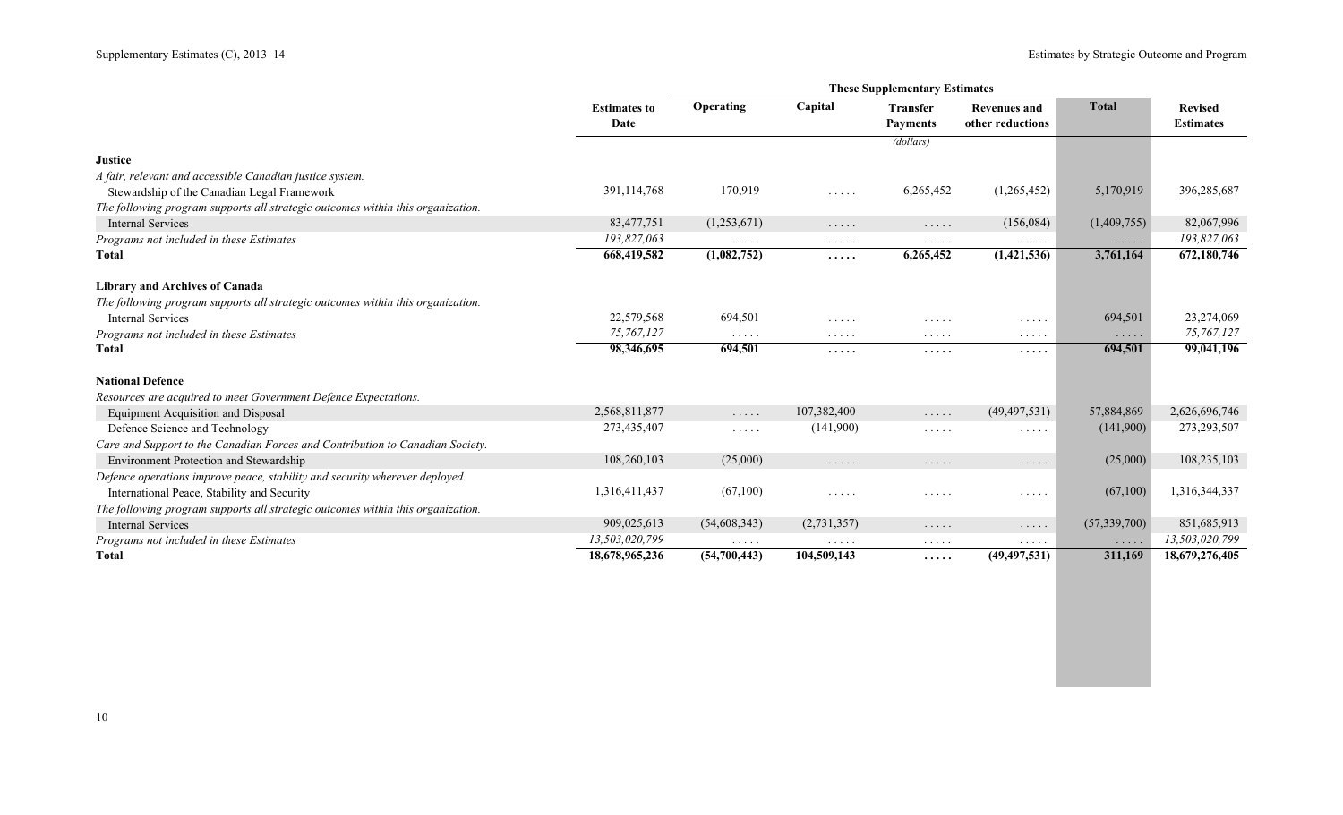| | Estimates to Date | These Supplementary Estimates | | | | | Revised Estimates |
|---|---|---|---|---|---|---|---|
| | | Operating | Capital | Transfer Payments | Revenues and other reductions | Total | |
| | | | | *(dollars)* | | | |
| **Justice** | | | | | | | |
| *A fair, relevant and accessible Canadian justice system.* | | | | | | | |
| Stewardship of the Canadian Legal Framework | 391,114,768 | 170,919 | ..... | 6,265,452 | (1,265,452) | 5,170,919 | 396,285,687 |
| *The following program supports all strategic outcomes within this organization.* | | | | | | | |
| Internal Services | 83,477,751 | (1,253,671) | ..... | ..... | (156,084) | (1,409,755) | 82,067,996 |
| *Programs not included in these Estimates* | *193,827,063* | ..... | ..... | ..... | ..... | ..... | *193,827,063* |
| **Total** | **668,419,582** | **(1,082,752)** | ..... | **6,265,452** | **(1,421,536)** | **3,761,164** | **672,180,746** |
| **Library and Archives of Canada** | | | | | | | |
| *The following program supports all strategic outcomes within this organization.* | | | | | | | |
| Internal Services | 22,579,568 | 694,501 | ..... | ..... | ..... | 694,501 | 23,274,069 |
| *Programs not included in these Estimates* | *75,767,127* | ..... | ..... | ..... | ..... | ..... | *75,767,127* |
| **Total** | **98,346,695** | **694,501** | ..... | ..... | ..... | **694,501** | **99,041,196** |
| **National Defence** | | | | | | | |
| *Resources are acquired to meet Government Defence Expectations.* | | | | | | | |
| Equipment Acquisition and Disposal | 2,568,811,877 | ..... | 107,382,400 | ..... | (49,497,531) | 57,884,869 | 2,626,696,746 |
| Defence Science and Technology | 273,435,407 | ..... | (141,900) | ..... | ..... | (141,900) | 273,293,507 |
| *Care and Support to the Canadian Forces and Contribution to Canadian Society.* | | | | | | | |
| Environment Protection and Stewardship | 108,260,103 | (25,000) | ..... | ..... | ..... | (25,000) | 108,235,103 |
| *Defence operations improve peace, stability and security wherever deployed.* | | | | | | | |
| International Peace, Stability and Security | 1,316,411,437 | (67,100) | ..... | ..... | ..... | (67,100) | 1,316,344,337 |
| *The following program supports all strategic outcomes within this organization.* | | | | | | | |
| Internal Services | 909,025,613 | (54,608,343) | (2,731,357) | ..... | ..... | (57,339,700) | 851,685,913 |
| *Programs not included in these Estimates* | *13,503,020,799* | ..... | ..... | ..... | ..... | ..... | *13,503,020,799* |
| **Total** | **18,678,965,236** | **(54,700,443)** | **104,509,143** | ..... | **(49,497,531)** | **311,169** | **18,679,276,405** |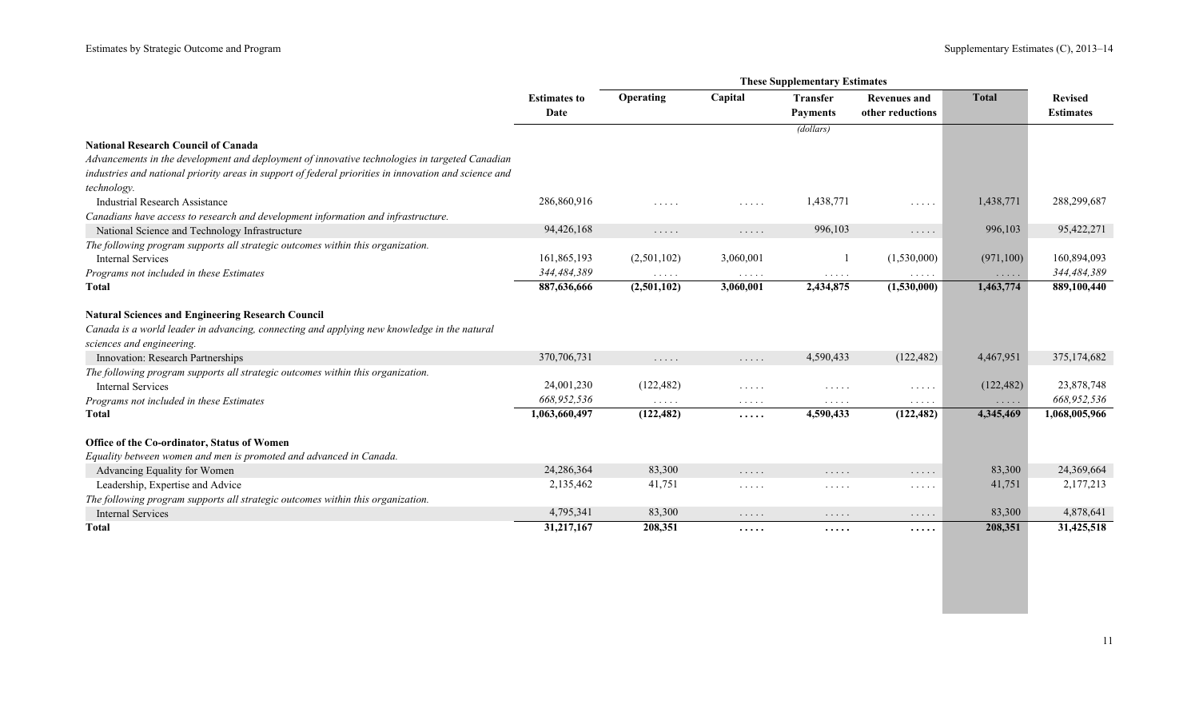| | Estimates to Date | These Supplementary Estimates | | | | | Revised Estimates |
|---|---|---|---|---|---|---|---|
| | | Operating | Capital | Transfer Payments | Revenues and other reductions | Total | |
| | | | | (dollars) | | | |
| **National Research Council of Canada** | | | | | | | |
| *Advancements in the development and deployment of innovative technologies in targeted Canadian industries and national priority areas in support of federal priorities in innovation and science and technology.* | | | | | | | |
| Industrial Research Assistance | 286,860,916 | ..... | ..... | 1,438,771 | ..... | 1,438,771 | 288,299,687 |
| *Canadians have access to research and development information and infrastructure.* | | | | | | | |
| National Science and Technology Infrastructure | 94,426,168 | ..... | ..... | 996,103 | ..... | 996,103 | 95,422,271 |
| *The following program supports all strategic outcomes within this organization.* | | | | | | | |
| Internal Services | 161,865,193 | (2,501,102) | 3,060,001 | 1 | (1,530,000) | (971,100) | 160,894,093 |
| *Programs not included in these Estimates* | *344,484,389* | ..... | ..... | ..... | ..... | ..... | *344,484,389* |
| **Total** | **887,636,666** | **(2,501,102)** | **3,060,001** | **2,434,875** | **(1,530,000)** | **1,463,774** | **889,100,440** |
| **Natural Sciences and Engineering Research Council** | | | | | | | |
| *Canada is a world leader in advancing, connecting and applying new knowledge in the natural sciences and engineering.* | | | | | | | |
| Innovation: Research Partnerships | 370,706,731 | ..... | ..... | 4,590,433 | (122,482) | 4,467,951 | 375,174,682 |
| *The following program supports all strategic outcomes within this organization.* | | | | | | | |
| Internal Services | 24,001,230 | (122,482) | ..... | ..... | ..... | (122,482) | 23,878,748 |
| *Programs not included in these Estimates* | *668,952,536* | ..... | ..... | ..... | ..... | ..... | *668,952,536* |
| **Total** | **1,063,660,497** | **(122,482)** | **.....** | **4,590,433** | **(122,482)** | **4,345,469** | **1,068,005,966** |
| **Office of the Co-ordinator, Status of Women** | | | | | | | |
| *Equality between women and men is promoted and advanced in Canada.* | | | | | | | |
| Advancing Equality for Women | 24,286,364 | 83,300 | ..... | ..... | ..... | 83,300 | 24,369,664 |
| Leadership, Expertise and Advice | 2,135,462 | 41,751 | ..... | ..... | ..... | 41,751 | 2,177,213 |
| *The following program supports all strategic outcomes within this organization.* | | | | | | | |
| Internal Services | 4,795,341 | 83,300 | ..... | ..... | ..... | 83,300 | 4,878,641 |
| **Total** | **31,217,167** | **208,351** | **.....** | **.....** | **.....** | **208,351** | **31,425,518** |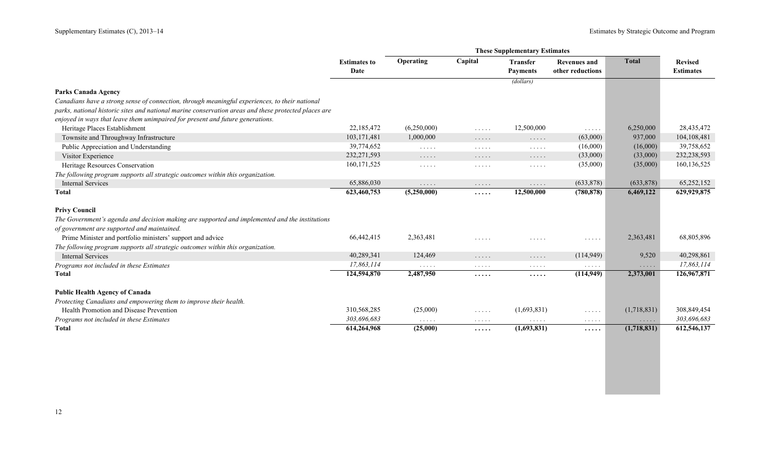| | Estimates to Date | These Supplementary Estimates | | | | | Revised Estimates |
|---|---|---|---|---|---|---|---|
| | | Operating | Capital | Transfer Payments | Revenues and other reductions | Total | |
| | | | | (dollars) | | | |
| **Parks Canada Agency** | | | | | | | |
| *Canadians have a strong sense of connection, through meaningful experiences, to their national parks, national historic sites and national marine conservation areas and these protected places are enjoyed in ways that leave them unimpaired for present and future generations.* | | | | | | | |
| Heritage Places Establishment | 22,185,472 | (6,250,000) | ..... | 12,500,000 | ..... | 6,250,000 | 28,435,472 |
| Townsite and Throughway Infrastructure | 103,171,481 | 1,000,000 | ..... | ..... | (63,000) | 937,000 | 104,108,481 |
| Public Appreciation and Understanding | 39,774,652 | ..... | ..... | ..... | (16,000) | (16,000) | 39,758,652 |
| Visitor Experience | 232,271,593 | ..... | ..... | ..... | (33,000) | (33,000) | 232,238,593 |
| Heritage Resources Conservation | 160,171,525 | ..... | ..... | ..... | (35,000) | (35,000) | 160,136,525 |
| *The following program supports all strategic outcomes within this organization.* | | | | | | | |
| Internal Services | 65,886,030 | ..... | ..... | ..... | (633,878) | (633,878) | 65,252,152 |
| **Total** | **623,460,753** | **(5,250,000)** | **.....** | **12,500,000** | **(780,878)** | **6,469,122** | **629,929,875** |
| **Privy Council** | | | | | | | |
| *The Government's agenda and decision making are supported and implemented and the institutions of government are supported and maintained.* | | | | | | | |
| Prime Minister and portfolio ministers' support and advice | 66,442,415 | 2,363,481 | ..... | ..... | ..... | 2,363,481 | 68,805,896 |
| *The following program supports all strategic outcomes within this organization.* | | | | | | | |
| Internal Services | 40,289,341 | 124,469 | ..... | ..... | (114,949) | 9,520 | 40,298,861 |
| *Programs not included in these Estimates* | *17,863,114* | ..... | ..... | ..... | ..... | ..... | *17,863,114* |
| **Total** | **124,594,870** | **2,487,950** | **.....** | **.....** | **(114,949)** | **2,373,001** | **126,967,871** |
| **Public Health Agency of Canada** | | | | | | | |
| *Protecting Canadians and empowering them to improve their health.* | | | | | | | |
| Health Promotion and Disease Prevention | 310,568,285 | (25,000) | ..... | (1,693,831) | ..... | (1,718,831) | 308,849,454 |
| *Programs not included in these Estimates* | *303,696,683* | ..... | ..... | ..... | ..... | ..... | *303,696,683* |
| **Total** | **614,264,968** | **(25,000)** | **.....** | **(1,693,831)** | **.....** | **(1,718,831)** | **612,546,137** |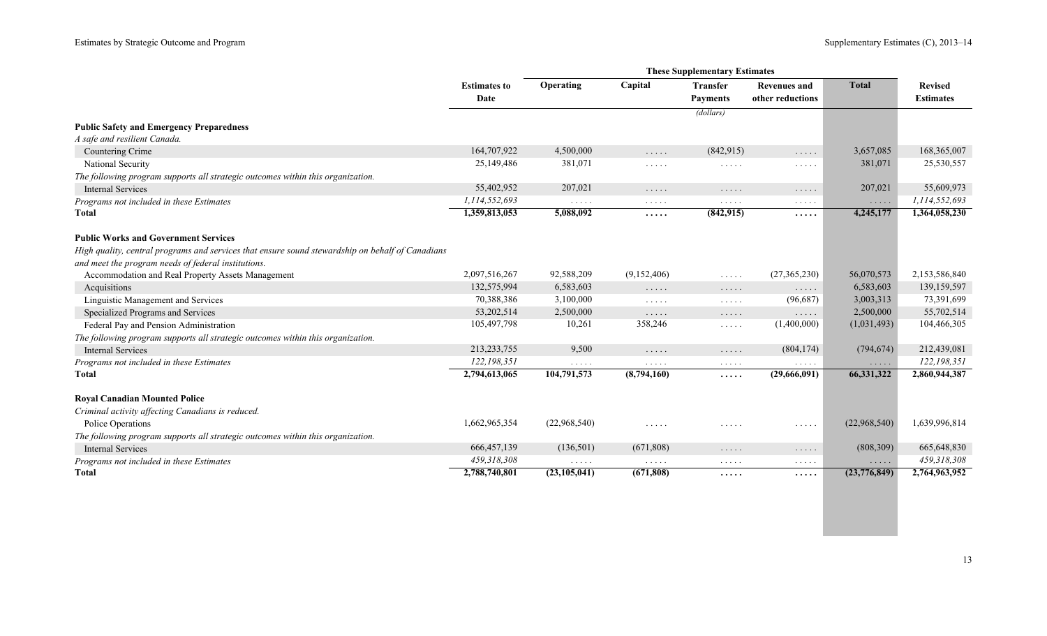| | Estimates to Date | These Supplementary Estimates | | | | | Revised Estimates |
|---|---|---|---|---|---|---|---|
| | | Operating | Capital | Transfer Payments | Revenues and other reductions | Total | |
| | | | | (dollars) | | | |
| **Public Safety and Emergency Preparedness** | | | | | | | |
| *A safe and resilient Canada.* | | | | | | | |
| Countering Crime | 164,707,922 | 4,500,000 | ..... | (842,915) | ..... | 3,657,085 | 168,365,007 |
| National Security | 25,149,486 | 381,071 | ..... | ..... | ..... | 381,071 | 25,530,557 |
| *The following program supports all strategic outcomes within this organization.* | | | | | | | |
| Internal Services | 55,402,952 | 207,021 | ..... | ..... | ..... | 207,021 | 55,609,973 |
| *Programs not included in these Estimates* | *1,114,552,693* | ..... | ..... | ..... | ..... | ..... | *1,114,552,693* |
| **Total** | **1,359,813,053** | **5,088,092** | **.....** | **(842,915)** | **.....** | **4,245,177** | **1,364,058,230** |
| **Public Works and Government Services** | | | | | | | |
| *High quality, central programs and services that ensure sound stewardship on behalf of Canadians and meet the program needs of federal institutions.* | | | | | | | |
| Accommodation and Real Property Assets Management | 2,097,516,267 | 92,588,209 | (9,152,406) | ..... | (27,365,230) | 56,070,573 | 2,153,586,840 |
| Acquisitions | 132,575,994 | 6,583,603 | ..... | ..... | ..... | 6,583,603 | 139,159,597 |
| Linguistic Management and Services | 70,388,386 | 3,100,000 | ..... | ..... | (96,687) | 3,003,313 | 73,391,699 |
| Specialized Programs and Services | 53,202,514 | 2,500,000 | ..... | ..... | ..... | 2,500,000 | 55,702,514 |
| Federal Pay and Pension Administration | 105,497,798 | 10,261 | 358,246 | ..... | (1,400,000) | (1,031,493) | 104,466,305 |
| *The following program supports all strategic outcomes within this organization.* | | | | | | | |
| Internal Services | 213,233,755 | 9,500 | ..... | ..... | (804,174) | (794,674) | 212,439,081 |
| *Programs not included in these Estimates* | *122,198,351* | ..... | ..... | ..... | ..... | ..... | *122,198,351* |
| **Total** | **2,794,613,065** | **104,791,573** | **(8,794,160)** | **.....** | **(29,666,091)** | **66,331,322** | **2,860,944,387** |
| **Royal Canadian Mounted Police** | | | | | | | |
| *Criminal activity affecting Canadians is reduced.* | | | | | | | |
| Police Operations | 1,662,965,354 | (22,968,540) | ..... | ..... | ..... | (22,968,540) | 1,639,996,814 |
| *The following program supports all strategic outcomes within this organization.* | | | | | | | |
| Internal Services | 666,457,139 | (136,501) | (671,808) | ..... | ..... | (808,309) | 665,648,830 |
| *Programs not included in these Estimates* | *459,318,308* | ..... | ..... | ..... | ..... | ..... | *459,318,308* |
| **Total** | **2,788,740,801** | **(23,105,041)** | **(671,808)** | **.....** | **.....** | **(23,776,849)** | **2,764,963,952** |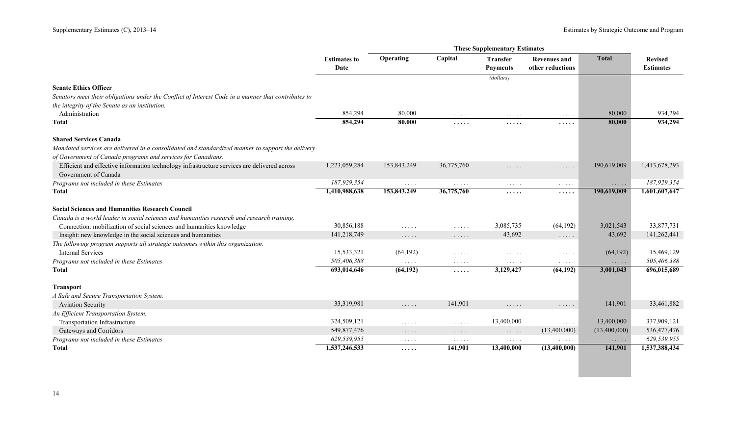| | Estimates to Date | These Supplementary Estimates | | | | | Revised Estimates |
|---|---|---|---|---|---|---|---|
| | | Operating | Capital | Transfer Payments | Revenues and other reductions | Total | |
| | | | | (dollars) | | | |
| **Senate Ethics Officer** | | | | | | | |
| *Senators meet their obligations under the Conflict of Interest Code in a manner that contributes to the integrity of the Senate as an institution.* | | | | | | | |
| Administration | 854,294 | 80,000 | ..... | ..... | ..... | 80,000 | 934,294 |
| **Total** | **854,294** | **80,000** | **.....** | **.....** | **.....** | **80,000** | **934,294** |
| **Shared Services Canada** | | | | | | | |
| *Mandated services are delivered in a consolidated and standardized manner to support the delivery of Government of Canada programs and services for Canadians.* | | | | | | | |
| Efficient and effective information technology infrastructure services are delivered across Government of Canada | 1,223,059,284 | 153,843,249 | 36,775,760 | ..... | ..... | 190,619,009 | 1,413,678,293 |
| *Programs not included in these Estimates* | *187,929,354* | ..... | ..... | ..... | ..... | ..... | *187,929,354* |
| **Total** | **1,410,988,638** | **153,843,249** | **36,775,760** | **.....** | **.....** | **190,619,009** | **1,601,607,647** |
| **Social Sciences and Humanities Research Council** | | | | | | | |
| *Canada is a world leader in social sciences and humanities research and research training.* | | | | | | | |
| Connection: mobilization of social sciences and humanities knowledge | 30,856,188 | ..... | ..... | 3,085,735 | (64,192) | 3,021,543 | 33,877,731 |
| Insight: new knowledge in the social sciences and humanities | 141,218,749 | ..... | ..... | 43,692 | ..... | 43,692 | 141,262,441 |
| *The following program supports all strategic outcomes within this organization.* | | | | | | | |
| Internal Services | 15,533,321 | (64,192) | ..... | ..... | ..... | (64,192) | 15,469,129 |
| *Programs not included in these Estimates* | *505,406,388* | ..... | ..... | ..... | ..... | ..... | *505,406,388* |
| **Total** | **693,014,646** | **(64,192)** | **.....** | **3,129,427** | **(64,192)** | **3,001,043** | **696,015,689** |
| **Transport** | | | | | | | |
| *A Safe and Secure Transportation System.* | | | | | | | |
| Aviation Security | 33,319,981 | ..... | 141,901 | ..... | ..... | 141,901 | 33,461,882 |
| *An Efficient Transportation System.* | | | | | | | |
| Transportation Infrastructure | 324,509,121 | ..... | ..... | 13,400,000 | ..... | 13,400,000 | 337,909,121 |
| Gateways and Corridors | 549,877,476 | ..... | ..... | ..... | (13,400,000) | (13,400,000) | 536,477,476 |
| *Programs not included in these Estimates* | *629,539,955* | ..... | ..... | ..... | ..... | ..... | *629,539,955* |
| **Total** | **1,537,246,533** | **.....** | **141,901** | **13,400,000** | **(13,400,000)** | **141,901** | **1,537,388,434** |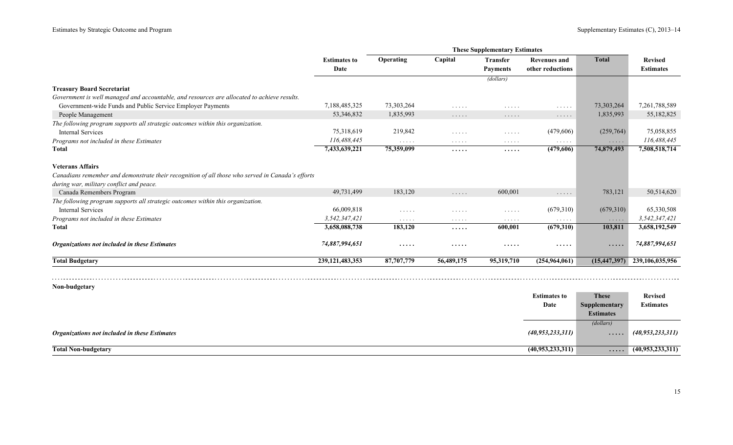| | Estimates to Date | These Supplementary Estimates | | | | | Revised Estimates |
|---|---|---|---|---|---|---|---|
| | | Operating | Capital | Transfer Payments | Revenues and other reductions | Total | |
| | | | | (dollars) | | | |
| **Treasury Board Secretariat** | | | | | | | |
| *Government is well managed and accountable, and resources are allocated to achieve results.* | | | | | | | |
| Government-wide Funds and Public Service Employer Payments | 7,188,485,325 | 73,303,264 | . . . . . | . . . . . | . . . . . | 73,303,264 | 7,261,788,589 |
| People Management | 53,346,832 | 1,835,993 | . . . . . | . . . . . | . . . . . | 1,835,993 | 55,182,825 |
| *The following program supports all strategic outcomes within this organization.* | | | | | | | |
| Internal Services | 75,318,619 | 219,842 | . . . . . | . . . . . | (479,606) | (259,764) | 75,058,855 |
| *Programs not included in these Estimates* | *116,488,445* | . . . . . | . . . . . | . . . . . | . . . . . | . . . . . | *116,488,445* |
| **Total** | **7,433,639,221** | **75,359,099** | **. . . . .** | **. . . . .** | **(479,606)** | **74,879,493** | **7,508,518,714** |
| **Veterans Affairs** | | | | | | | |
| *Canadians remember and demonstrate their recognition of all those who served in Canada's efforts during war, military conflict and peace.* | | | | | | | |
| Canada Remembers Program | 49,731,499 | 183,120 | . . . . . | 600,001 | . . . . . | 783,121 | 50,514,620 |
| *The following program supports all strategic outcomes within this organization.* | | | | | | | |
| Internal Services | 66,009,818 | . . . . . | . . . . . | . . . . . | (679,310) | (679,310) | 65,330,508 |
| *Programs not included in these Estimates* | *3,542,347,421* | . . . . . | . . . . . | . . . . . | . . . . . | . . . . . | *3,542,347,421* |
| **Total** | **3,658,088,738** | **183,120** | **. . . . .** | **600,001** | **(679,310)** | **103,811** | **3,658,192,549** |
| ***Organizations not included in these Estimates*** | ***74,887,994,651*** | **. . . . .** | **. . . . .** | **. . . . .** | **. . . . .** | **. . . . .** | ***74,887,994,651*** |
| **Total Budgetary** | **239,121,483,353** | **87,707,779** | **56,489,175** | **95,319,710** | **(254,964,061)** | **(15,447,397)** | **239,106,035,956** |

**Non-budgetary**

| | Estimates to Date | These Supplementary Estimates | Revised Estimates |
|---|---|---|---|
| | | (dollars) | |
| ***Organizations not included in these Estimates*** | *(40,953,233,311)* | **. . . . .** | *(40,953,233,311)* |
| **Total Non-budgetary** | **(40,953,233,311)** | **. . . . .** | **(40,953,233,311)** |